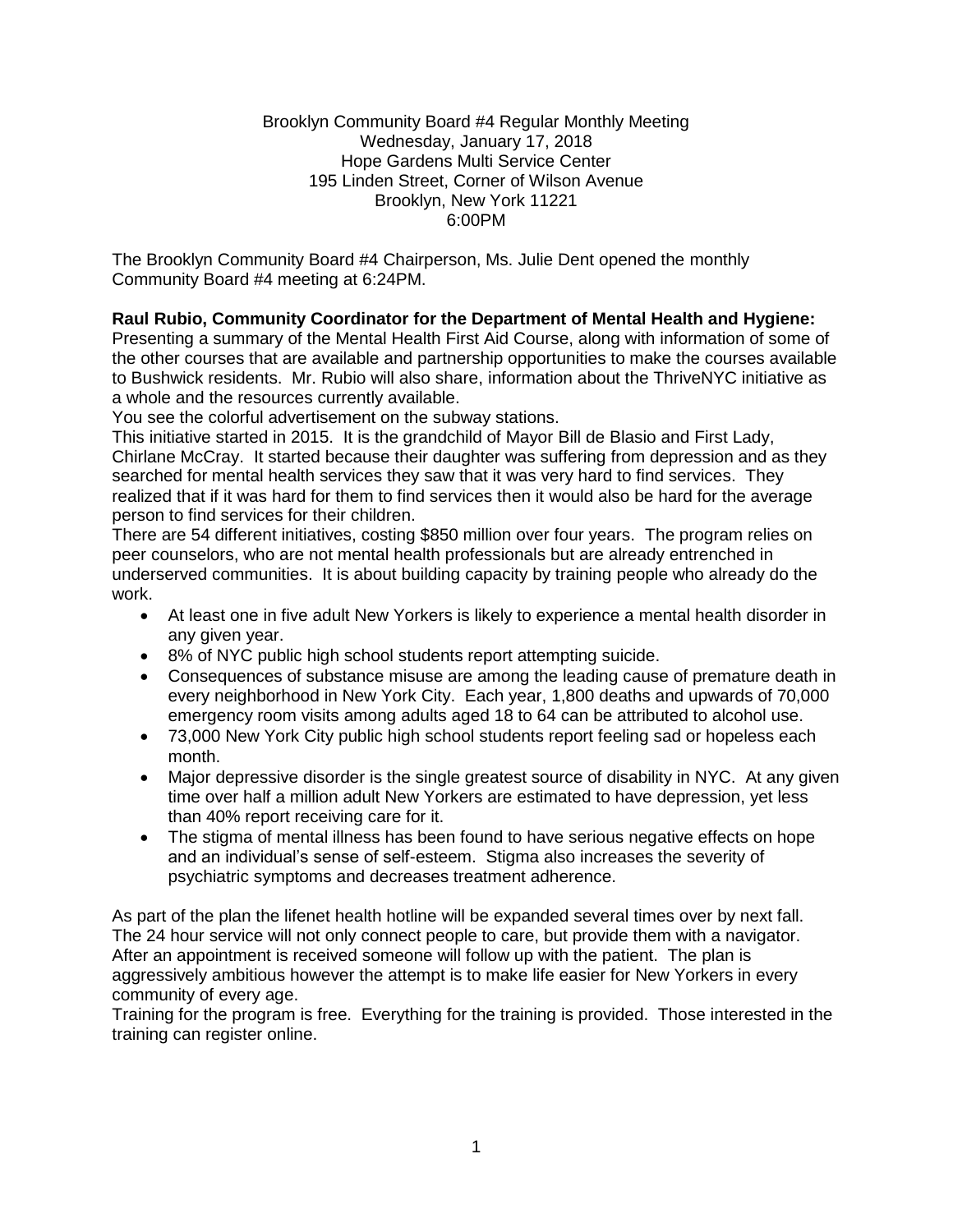Brooklyn Community Board #4 Regular Monthly Meeting
Wednesday, January 17, 2018
Hope Gardens Multi Service Center
195 Linden Street, Corner of Wilson Avenue
Brooklyn, New York 11221
6:00PM

The Brooklyn Community Board #4 Chairperson, Ms. Julie Dent opened the monthly Community Board #4 meeting at 6:24PM.

**Raul Rubio, Community Coordinator for the Department of Mental Health and Hygiene:**
Presenting a summary of the Mental Health First Aid Course, along with information of some of the other courses that are available and partnership opportunities to make the courses available to Bushwick residents. Mr. Rubio will also share, information about the ThriveNYC initiative as a whole and the resources currently available.
You see the colorful advertisement on the subway stations.
This initiative started in 2015. It is the grandchild of Mayor Bill de Blasio and First Lady, Chirlane McCray. It started because their daughter was suffering from depression and as they searched for mental health services they saw that it was very hard to find services. They realized that if it was hard for them to find services then it would also be hard for the average person to find services for their children.
There are 54 different initiatives, costing $850 million over four years. The program relies on peer counselors, who are not mental health professionals but are already entrenched in underserved communities. It is about building capacity by training people who already do the work.

- At least one in five adult New Yorkers is likely to experience a mental health disorder in any given year.
- 8% of NYC public high school students report attempting suicide.
- Consequences of substance misuse are among the leading cause of premature death in every neighborhood in New York City. Each year, 1,800 deaths and upwards of 70,000 emergency room visits among adults aged 18 to 64 can be attributed to alcohol use.
- 73,000 New York City public high school students report feeling sad or hopeless each month.
- Major depressive disorder is the single greatest source of disability in NYC. At any given time over half a million adult New Yorkers are estimated to have depression, yet less than 40% report receiving care for it.
- The stigma of mental illness has been found to have serious negative effects on hope and an individual's sense of self-esteem. Stigma also increases the severity of psychiatric symptoms and decreases treatment adherence.

As part of the plan the lifenet health hotline will be expanded several times over by next fall. The 24 hour service will not only connect people to care, but provide them with a navigator. After an appointment is received someone will follow up with the patient. The plan is aggressively ambitious however the attempt is to make life easier for New Yorkers in every community of every age.
Training for the program is free. Everything for the training is provided. Those interested in the training can register online.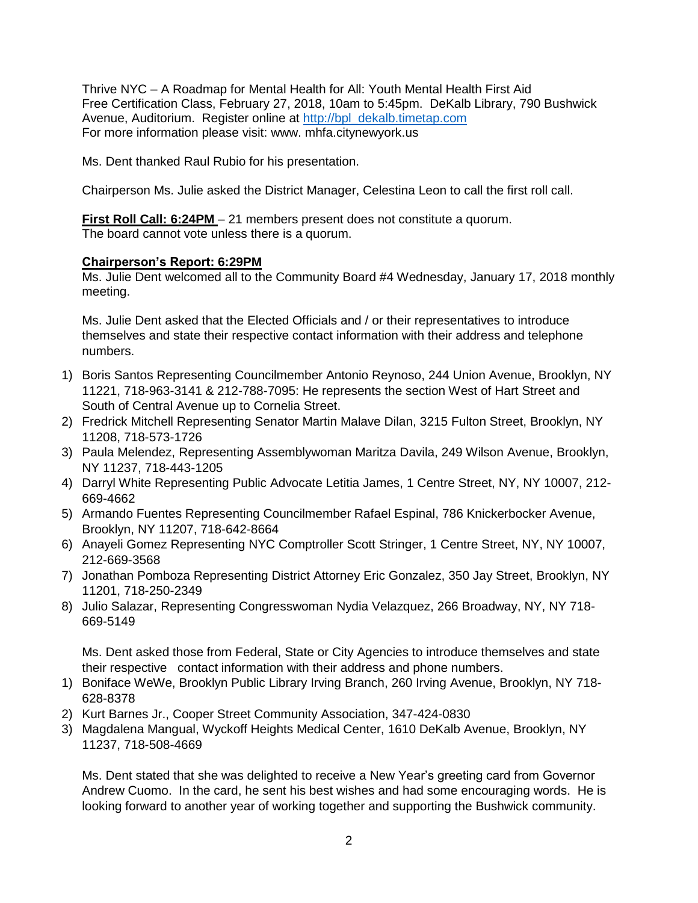Thrive NYC – A Roadmap for Mental Health for All: Youth Mental Health First Aid Free Certification Class, February 27, 2018, 10am to 5:45pm. DeKalb Library, 790 Bushwick Avenue, Auditorium. Register online at http://bpl_dekalb.timetap.com
For more information please visit: www. mhfa.citynewyork.us

Ms. Dent thanked Raul Rubio for his presentation.

Chairperson Ms. Julie asked the District Manager, Celestina Leon to call the first roll call.

**First Roll Call: 6:24PM** – 21 members present does not constitute a quorum.
The board cannot vote unless there is a quorum.

**Chairperson's Report: 6:29PM**
Ms. Julie Dent welcomed all to the Community Board #4 Wednesday, January 17, 2018 monthly meeting.

Ms. Julie Dent asked that the Elected Officials and / or their representatives to introduce themselves and state their respective contact information with their address and telephone numbers.

1) Boris Santos Representing Councilmember Antonio Reynoso, 244 Union Avenue, Brooklyn, NY 11221, 718-963-3141 & 212-788-7095: He represents the section West of Hart Street and South of Central Avenue up to Cornelia Street.
2) Fredrick Mitchell Representing Senator Martin Malave Dilan, 3215 Fulton Street, Brooklyn, NY 11208, 718-573-1726
3) Paula Melendez, Representing Assemblywoman Maritza Davila, 249 Wilson Avenue, Brooklyn, NY 11237, 718-443-1205
4) Darryl White Representing Public Advocate Letitia James, 1 Centre Street, NY, NY 10007, 212-669-4662
5) Armando Fuentes Representing Councilmember Rafael Espinal, 786 Knickerbocker Avenue, Brooklyn, NY 11207, 718-642-8664
6) Anayeli Gomez Representing NYC Comptroller Scott Stringer, 1 Centre Street, NY, NY 10007, 212-669-3568
7) Jonathan Pomboza Representing District Attorney Eric Gonzalez, 350 Jay Street, Brooklyn, NY 11201, 718-250-2349
8) Julio Salazar, Representing Congresswoman Nydia Velazquez, 266 Broadway, NY, NY 718-669-5149

Ms. Dent asked those from Federal, State or City Agencies to introduce themselves and state their respective contact information with their address and phone numbers.

1) Boniface WeWe, Brooklyn Public Library Irving Branch, 260 Irving Avenue, Brooklyn, NY 718-628-8378
2) Kurt Barnes Jr., Cooper Street Community Association, 347-424-0830
3) Magdalena Mangual, Wyckoff Heights Medical Center, 1610 DeKalb Avenue, Brooklyn, NY 11237, 718-508-4669

Ms. Dent stated that she was delighted to receive a New Year's greeting card from Governor Andrew Cuomo. In the card, he sent his best wishes and had some encouraging words. He is looking forward to another year of working together and supporting the Bushwick community.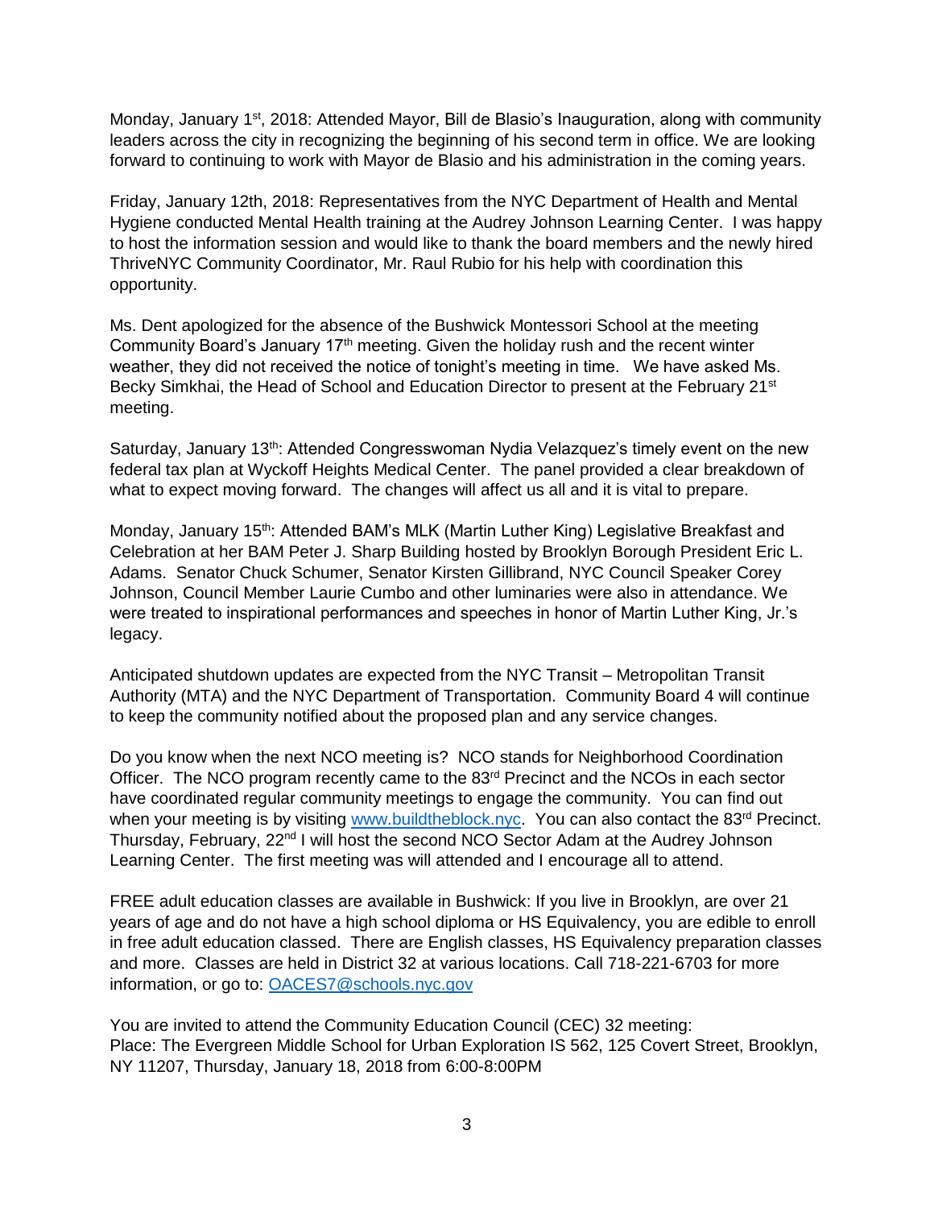Monday, January 1st, 2018: Attended Mayor, Bill de Blasio's Inauguration, along with community leaders across the city in recognizing the beginning of his second term in office. We are looking forward to continuing to work with Mayor de Blasio and his administration in the coming years.

Friday, January 12th, 2018: Representatives from the NYC Department of Health and Mental Hygiene conducted Mental Health training at the Audrey Johnson Learning Center. I was happy to host the information session and would like to thank the board members and the newly hired ThriveNYC Community Coordinator, Mr. Raul Rubio for his help with coordination this opportunity.

Ms. Dent apologized for the absence of the Bushwick Montessori School at the meeting Community Board's January 17th meeting. Given the holiday rush and the recent winter weather, they did not received the notice of tonight's meeting in time. We have asked Ms. Becky Simkhai, the Head of School and Education Director to present at the February 21st meeting.

Saturday, January 13th: Attended Congresswoman Nydia Velazquez's timely event on the new federal tax plan at Wyckoff Heights Medical Center. The panel provided a clear breakdown of what to expect moving forward. The changes will affect us all and it is vital to prepare.

Monday, January 15th: Attended BAM's MLK (Martin Luther King) Legislative Breakfast and Celebration at her BAM Peter J. Sharp Building hosted by Brooklyn Borough President Eric L. Adams. Senator Chuck Schumer, Senator Kirsten Gillibrand, NYC Council Speaker Corey Johnson, Council Member Laurie Cumbo and other luminaries were also in attendance. We were treated to inspirational performances and speeches in honor of Martin Luther King, Jr.'s legacy.

Anticipated shutdown updates are expected from the NYC Transit – Metropolitan Transit Authority (MTA) and the NYC Department of Transportation. Community Board 4 will continue to keep the community notified about the proposed plan and any service changes.

Do you know when the next NCO meeting is? NCO stands for Neighborhood Coordination Officer. The NCO program recently came to the 83rd Precinct and the NCOs in each sector have coordinated regular community meetings to engage the community. You can find out when your meeting is by visiting [www.buildtheblock.nyc](http://www.buildtheblock.nyc). You can also contact the 83rd Precinct. Thursday, February, 22nd I will host the second NCO Sector Adam at the Audrey Johnson Learning Center. The first meeting was will attended and I encourage all to attend.

FREE adult education classes are available in Bushwick: If you live in Brooklyn, are over 21 years of age and do not have a high school diploma or HS Equivalency, you are edible to enroll in free adult education classed. There are English classes, HS Equivalency preparation classes and more. Classes are held in District 32 at various locations. Call 718-221-6703 for more information, or go to: [OACES7@schools.nyc.gov](mailto:OACES7@schools.nyc.gov)

You are invited to attend the Community Education Council (CEC) 32 meeting:
Place: The Evergreen Middle School for Urban Exploration IS 562, 125 Covert Street, Brooklyn, NY 11207, Thursday, January 18, 2018 from 6:00-8:00PM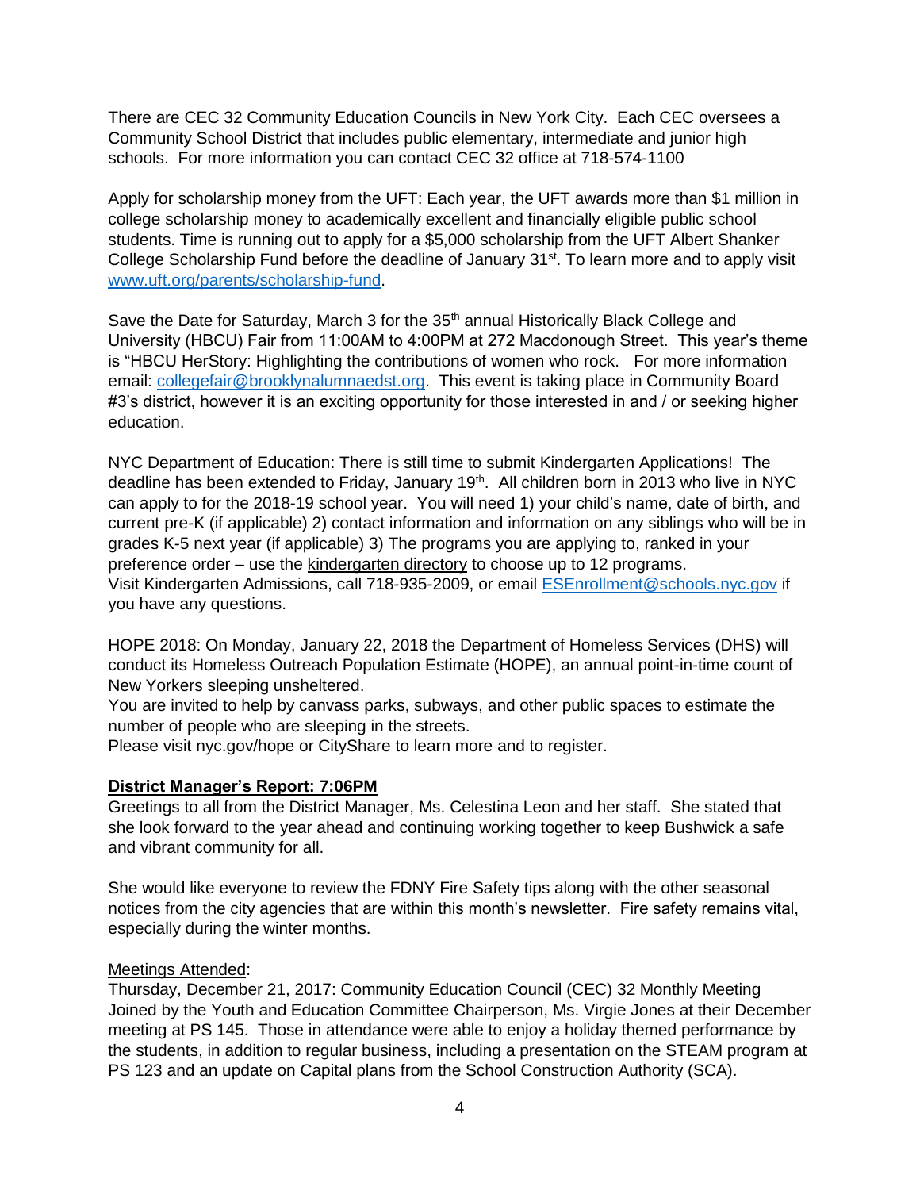There are CEC 32 Community Education Councils in New York City. Each CEC oversees a Community School District that includes public elementary, intermediate and junior high schools. For more information you can contact CEC 32 office at 718-574-1100

Apply for scholarship money from the UFT: Each year, the UFT awards more than $1 million in college scholarship money to academically excellent and financially eligible public school students. Time is running out to apply for a $5,000 scholarship from the UFT Albert Shanker College Scholarship Fund before the deadline of January 31st. To learn more and to apply visit [www.uft.org/parents/scholarship-fund](www.uft.org/parents/scholarship-fund).

Save the Date for Saturday, March 3 for the 35th annual Historically Black College and University (HBCU) Fair from 11:00AM to 4:00PM at 272 Macdonough Street. This year's theme is "HBCU HerStory: Highlighting the contributions of women who rock. For more information email: [collegefair@brooklynalumnaedst.org](mailto:collegefair@brooklynalumnaedst.org). This event is taking place in Community Board #3's district, however it is an exciting opportunity for those interested in and / or seeking higher education.

NYC Department of Education: There is still time to submit Kindergarten Applications! The deadline has been extended to Friday, January 19th. All children born in 2013 who live in NYC can apply to for the 2018-19 school year. You will need 1) your child's name, date of birth, and current pre-K (if applicable) 2) contact information and information on any siblings who will be in grades K-5 next year (if applicable) 3) The programs you are applying to, ranked in your preference order – use the kindergarten directory to choose up to 12 programs.
Visit Kindergarten Admissions, call 718-935-2009, or email [ESEnrollment@schools.nyc.gov](mailto:ESEnrollment@schools.nyc.gov) if you have any questions.

HOPE 2018: On Monday, January 22, 2018 the Department of Homeless Services (DHS) will conduct its Homeless Outreach Population Estimate (HOPE), an annual point-in-time count of New Yorkers sleeping unsheltered.
You are invited to help by canvass parks, subways, and other public spaces to estimate the number of people who are sleeping in the streets.
Please visit nyc.gov/hope or CityShare to learn more and to register.

**District Manager's Report: 7:06PM**

Greetings to all from the District Manager, Ms. Celestina Leon and her staff. She stated that she look forward to the year ahead and continuing working together to keep Bushwick a safe and vibrant community for all.

She would like everyone to review the FDNY Fire Safety tips along with the other seasonal notices from the city agencies that are within this month's newsletter. Fire safety remains vital, especially during the winter months.

Meetings Attended:

Thursday, December 21, 2017: Community Education Council (CEC) 32 Monthly Meeting
Joined by the Youth and Education Committee Chairperson, Ms. Virgie Jones at their December meeting at PS 145. Those in attendance were able to enjoy a holiday themed performance by the students, in addition to regular business, including a presentation on the STEAM program at PS 123 and an update on Capital plans from the School Construction Authority (SCA).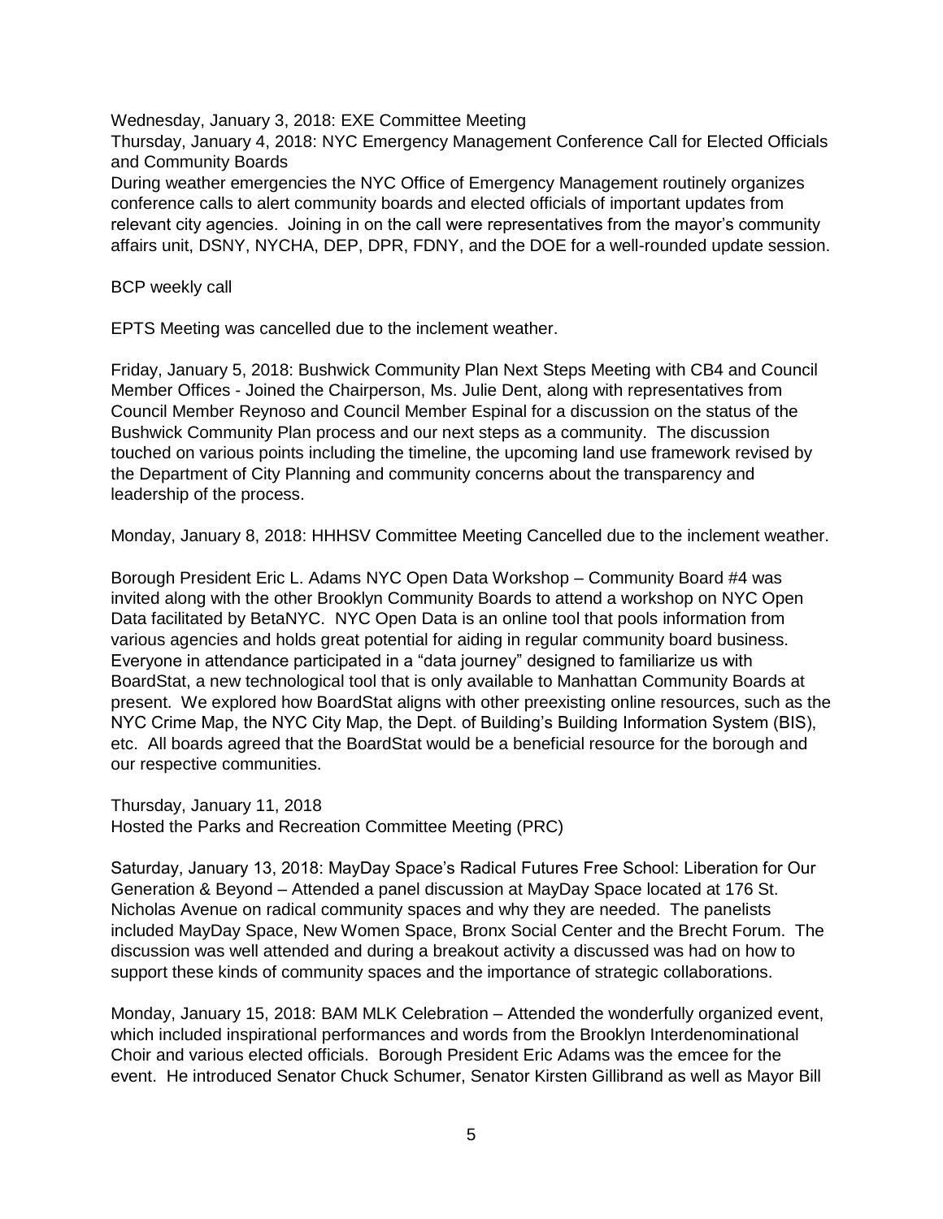Wednesday, January 3, 2018: EXE Committee Meeting

Thursday, January 4, 2018: NYC Emergency Management Conference Call for Elected Officials and Community Boards

During weather emergencies the NYC Office of Emergency Management routinely organizes conference calls to alert community boards and elected officials of important updates from relevant city agencies. Joining in on the call were representatives from the mayor's community affairs unit, DSNY, NYCHA, DEP, DPR, FDNY, and the DOE for a well-rounded update session.

BCP weekly call

EPTS Meeting was cancelled due to the inclement weather.

Friday, January 5, 2018: Bushwick Community Plan Next Steps Meeting with CB4 and Council Member Offices - Joined the Chairperson, Ms. Julie Dent, along with representatives from Council Member Reynoso and Council Member Espinal for a discussion on the status of the Bushwick Community Plan process and our next steps as a community. The discussion touched on various points including the timeline, the upcoming land use framework revised by the Department of City Planning and community concerns about the transparency and leadership of the process.

Monday, January 8, 2018: HHHSV Committee Meeting Cancelled due to the inclement weather.

Borough President Eric L. Adams NYC Open Data Workshop – Community Board #4 was invited along with the other Brooklyn Community Boards to attend a workshop on NYC Open Data facilitated by BetaNYC. NYC Open Data is an online tool that pools information from various agencies and holds great potential for aiding in regular community board business. Everyone in attendance participated in a "data journey" designed to familiarize us with BoardStat, a new technological tool that is only available to Manhattan Community Boards at present. We explored how BoardStat aligns with other preexisting online resources, such as the NYC Crime Map, the NYC City Map, the Dept. of Building's Building Information System (BIS), etc. All boards agreed that the BoardStat would be a beneficial resource for the borough and our respective communities.

Thursday, January 11, 2018
Hosted the Parks and Recreation Committee Meeting (PRC)

Saturday, January 13, 2018: MayDay Space's Radical Futures Free School: Liberation for Our Generation & Beyond – Attended a panel discussion at MayDay Space located at 176 St. Nicholas Avenue on radical community spaces and why they are needed. The panelists included MayDay Space, New Women Space, Bronx Social Center and the Brecht Forum. The discussion was well attended and during a breakout activity a discussed was had on how to support these kinds of community spaces and the importance of strategic collaborations.

Monday, January 15, 2018: BAM MLK Celebration – Attended the wonderfully organized event, which included inspirational performances and words from the Brooklyn Interdenominational Choir and various elected officials. Borough President Eric Adams was the emcee for the event. He introduced Senator Chuck Schumer, Senator Kirsten Gillibrand as well as Mayor Bill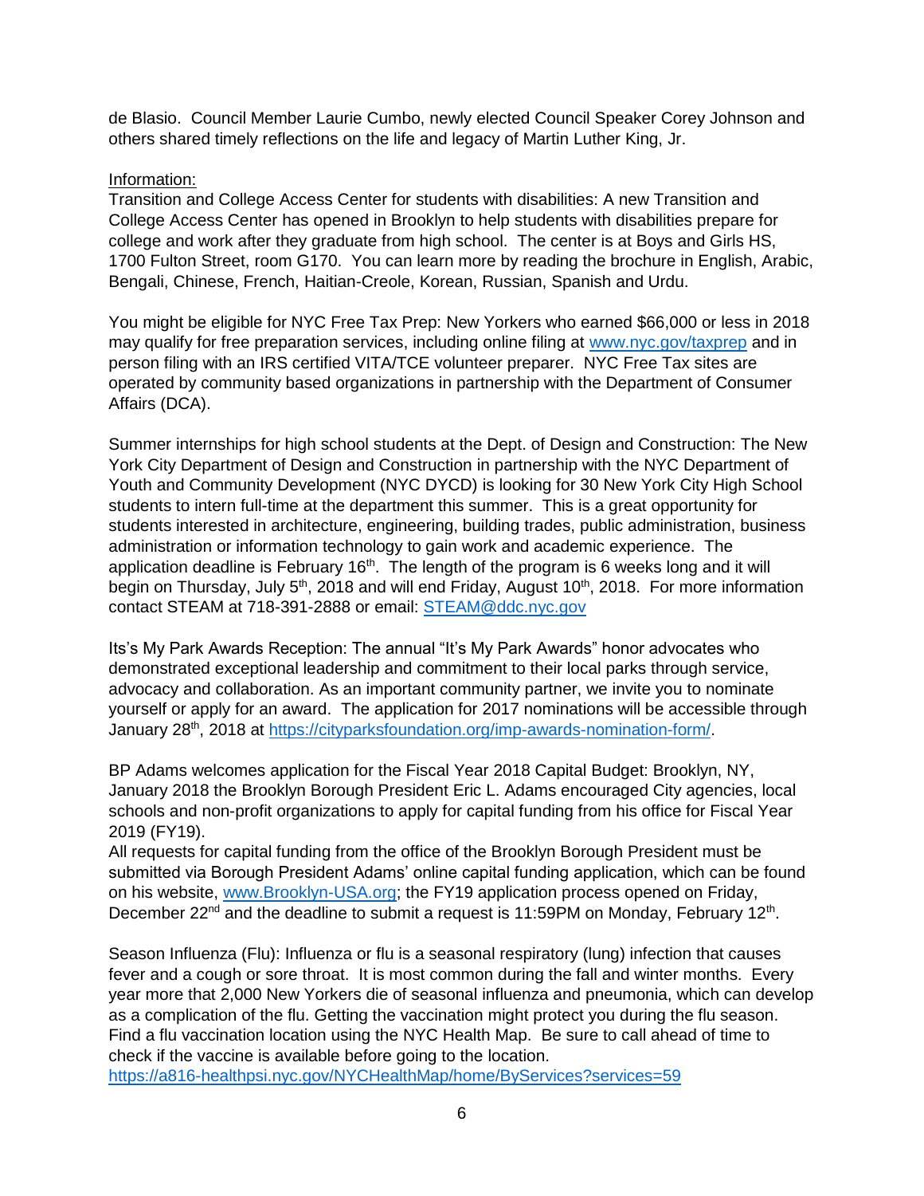de Blasio. Council Member Laurie Cumbo, newly elected Council Speaker Corey Johnson and others shared timely reflections on the life and legacy of Martin Luther King, Jr.

Information:

Transition and College Access Center for students with disabilities: A new Transition and College Access Center has opened in Brooklyn to help students with disabilities prepare for college and work after they graduate from high school. The center is at Boys and Girls HS, 1700 Fulton Street, room G170. You can learn more by reading the brochure in English, Arabic, Bengali, Chinese, French, Haitian-Creole, Korean, Russian, Spanish and Urdu.

You might be eligible for NYC Free Tax Prep: New Yorkers who earned $66,000 or less in 2018 may qualify for free preparation services, including online filing at [www.nyc.gov/taxprep](www.nyc.gov/taxprep) and in person filing with an IRS certified VITA/TCE volunteer preparer. NYC Free Tax sites are operated by community based organizations in partnership with the Department of Consumer Affairs (DCA).

Summer internships for high school students at the Dept. of Design and Construction: The New York City Department of Design and Construction in partnership with the NYC Department of Youth and Community Development (NYC DYCD) is looking for 30 New York City High School students to intern full-time at the department this summer. This is a great opportunity for students interested in architecture, engineering, building trades, public administration, business administration or information technology to gain work and academic experience. The application deadline is February 16th. The length of the program is 6 weeks long and it will begin on Thursday, July 5th, 2018 and will end Friday, August 10th, 2018. For more information contact STEAM at 718-391-2888 or email: STEAM@ddc.nyc.gov

Its's My Park Awards Reception: The annual "It's My Park Awards" honor advocates who demonstrated exceptional leadership and commitment to their local parks through service, advocacy and collaboration. As an important community partner, we invite you to nominate yourself or apply for an award. The application for 2017 nominations will be accessible through January 28th, 2018 at [https://cityparksfoundation.org/imp-awards-nomination-form/](https://cityparksfoundation.org/imp-awards-nomination-form/).

BP Adams welcomes application for the Fiscal Year 2018 Capital Budget: Brooklyn, NY, January 2018 the Brooklyn Borough President Eric L. Adams encouraged City agencies, local schools and non-profit organizations to apply for capital funding from his office for Fiscal Year 2019 (FY19).
All requests for capital funding from the office of the Brooklyn Borough President must be submitted via Borough President Adams' online capital funding application, which can be found on his website, [www.Brooklyn-USA.org](www.Brooklyn-USA.org); the FY19 application process opened on Friday, December 22nd and the deadline to submit a request is 11:59PM on Monday, February 12th.

Season Influenza (Flu): Influenza or flu is a seasonal respiratory (lung) infection that causes fever and a cough or sore throat. It is most common during the fall and winter months. Every year more that 2,000 New Yorkers die of seasonal influenza and pneumonia, which can develop as a complication of the flu. Getting the vaccination might protect you during the flu season. Find a flu vaccination location using the NYC Health Map. Be sure to call ahead of time to check if the vaccine is available before going to the location.
[https://a816-healthpsi.nyc.gov/NYCHealthMap/home/ByServices?services=59](https://a816-healthpsi.nyc.gov/NYCHealthMap/home/ByServices?services=59)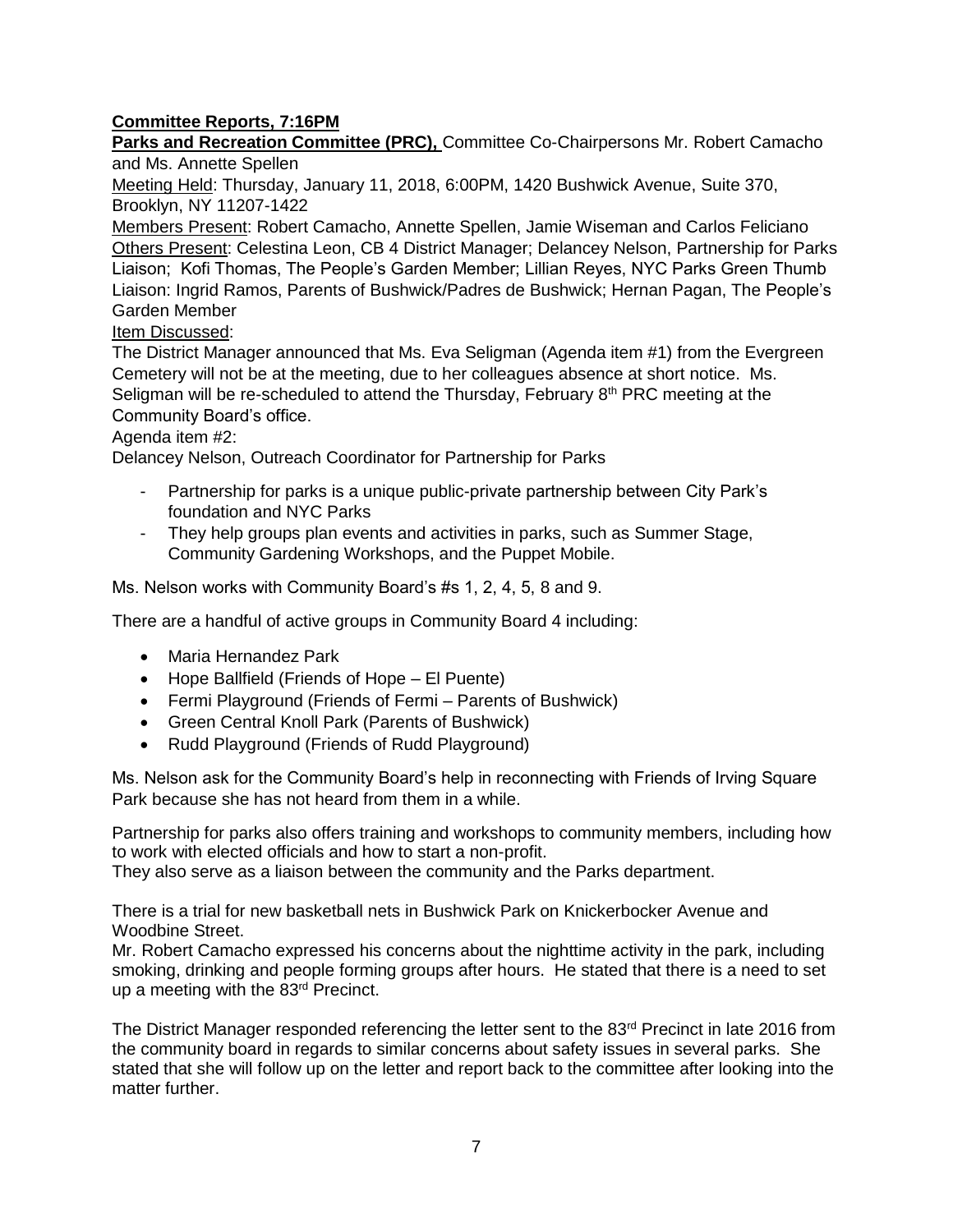**Committee Reports, 7:16PM**

**Parks and Recreation Committee (PRC),** Committee Co-Chairpersons Mr. Robert Camacho and Ms. Annette Spellen

Meeting Held: Thursday, January 11, 2018, 6:00PM, 1420 Bushwick Avenue, Suite 370, Brooklyn, NY 11207-1422

Members Present: Robert Camacho, Annette Spellen, Jamie Wiseman and Carlos Feliciano

Others Present: Celestina Leon, CB 4 District Manager; Delancey Nelson, Partnership for Parks Liaison; Kofi Thomas, The People's Garden Member; Lillian Reyes, NYC Parks Green Thumb Liaison: Ingrid Ramos, Parents of Bushwick/Padres de Bushwick; Hernan Pagan, The People's Garden Member

Item Discussed:

The District Manager announced that Ms. Eva Seligman (Agenda item #1) from the Evergreen Cemetery will not be at the meeting, due to her colleagues absence at short notice. Ms. Seligman will be re-scheduled to attend the Thursday, February 8th PRC meeting at the Community Board's office.

Agenda item #2:

Delancey Nelson, Outreach Coordinator for Partnership for Parks

- Partnership for parks is a unique public-private partnership between City Park's foundation and NYC Parks
- They help groups plan events and activities in parks, such as Summer Stage, Community Gardening Workshops, and the Puppet Mobile.

Ms. Nelson works with Community Board's #s 1, 2, 4, 5, 8 and 9.

There are a handful of active groups in Community Board 4 including:

- Maria Hernandez Park
- Hope Ballfield (Friends of Hope – El Puente)
- Fermi Playground (Friends of Fermi – Parents of Bushwick)
- Green Central Knoll Park (Parents of Bushwick)
- Rudd Playground (Friends of Rudd Playground)

Ms. Nelson ask for the Community Board's help in reconnecting with Friends of Irving Square Park because she has not heard from them in a while.

Partnership for parks also offers training and workshops to community members, including how to work with elected officials and how to start a non-profit.

They also serve as a liaison between the community and the Parks department.

There is a trial for new basketball nets in Bushwick Park on Knickerbocker Avenue and Woodbine Street.

Mr. Robert Camacho expressed his concerns about the nighttime activity in the park, including smoking, drinking and people forming groups after hours. He stated that there is a need to set up a meeting with the 83rd Precinct.

The District Manager responded referencing the letter sent to the 83rd Precinct in late 2016 from the community board in regards to similar concerns about safety issues in several parks. She stated that she will follow up on the letter and report back to the committee after looking into the matter further.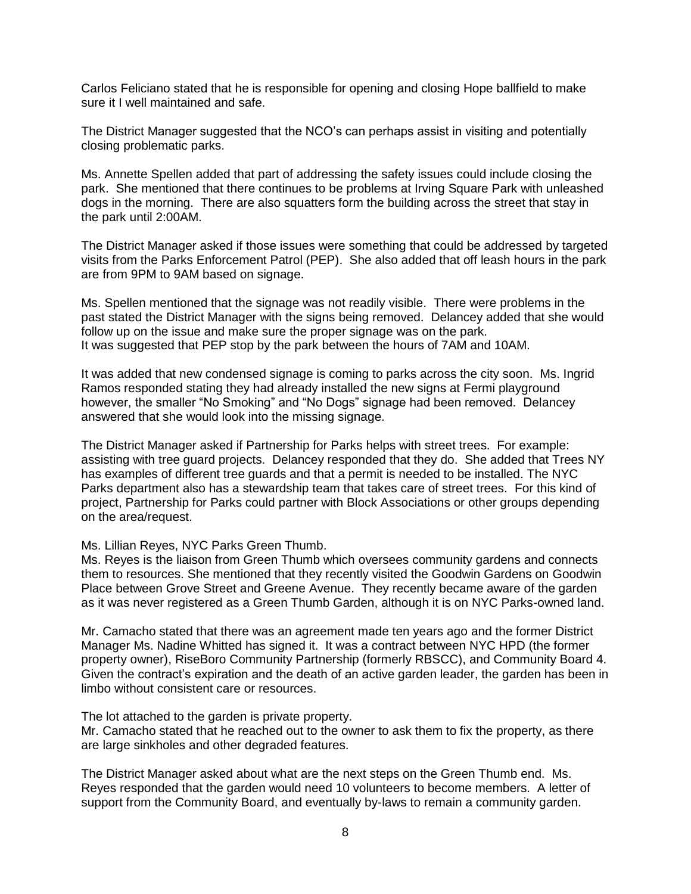Carlos Feliciano stated that he is responsible for opening and closing Hope ballfield to make sure it I well maintained and safe.

The District Manager suggested that the NCO's can perhaps assist in visiting and potentially closing problematic parks.

Ms. Annette Spellen added that part of addressing the safety issues could include closing the park. She mentioned that there continues to be problems at Irving Square Park with unleashed dogs in the morning. There are also squatters form the building across the street that stay in the park until 2:00AM.

The District Manager asked if those issues were something that could be addressed by targeted visits from the Parks Enforcement Patrol (PEP). She also added that off leash hours in the park are from 9PM to 9AM based on signage.

Ms. Spellen mentioned that the signage was not readily visible. There were problems in the past stated the District Manager with the signs being removed. Delancey added that she would follow up on the issue and make sure the proper signage was on the park.
It was suggested that PEP stop by the park between the hours of 7AM and 10AM.

It was added that new condensed signage is coming to parks across the city soon. Ms. Ingrid Ramos responded stating they had already installed the new signs at Fermi playground however, the smaller "No Smoking" and "No Dogs" signage had been removed. Delancey answered that she would look into the missing signage.

The District Manager asked if Partnership for Parks helps with street trees. For example: assisting with tree guard projects. Delancey responded that they do. She added that Trees NY has examples of different tree guards and that a permit is needed to be installed. The NYC Parks department also has a stewardship team that takes care of street trees. For this kind of project, Partnership for Parks could partner with Block Associations or other groups depending on the area/request.

Ms. Lillian Reyes, NYC Parks Green Thumb.
Ms. Reyes is the liaison from Green Thumb which oversees community gardens and connects them to resources. She mentioned that they recently visited the Goodwin Gardens on Goodwin Place between Grove Street and Greene Avenue. They recently became aware of the garden as it was never registered as a Green Thumb Garden, although it is on NYC Parks-owned land.

Mr. Camacho stated that there was an agreement made ten years ago and the former District Manager Ms. Nadine Whitted has signed it. It was a contract between NYC HPD (the former property owner), RiseBoro Community Partnership (formerly RBSCC), and Community Board 4. Given the contract's expiration and the death of an active garden leader, the garden has been in limbo without consistent care or resources.

The lot attached to the garden is private property.
Mr. Camacho stated that he reached out to the owner to ask them to fix the property, as there are large sinkholes and other degraded features.

The District Manager asked about what are the next steps on the Green Thumb end. Ms. Reyes responded that the garden would need 10 volunteers to become members. A letter of support from the Community Board, and eventually by-laws to remain a community garden.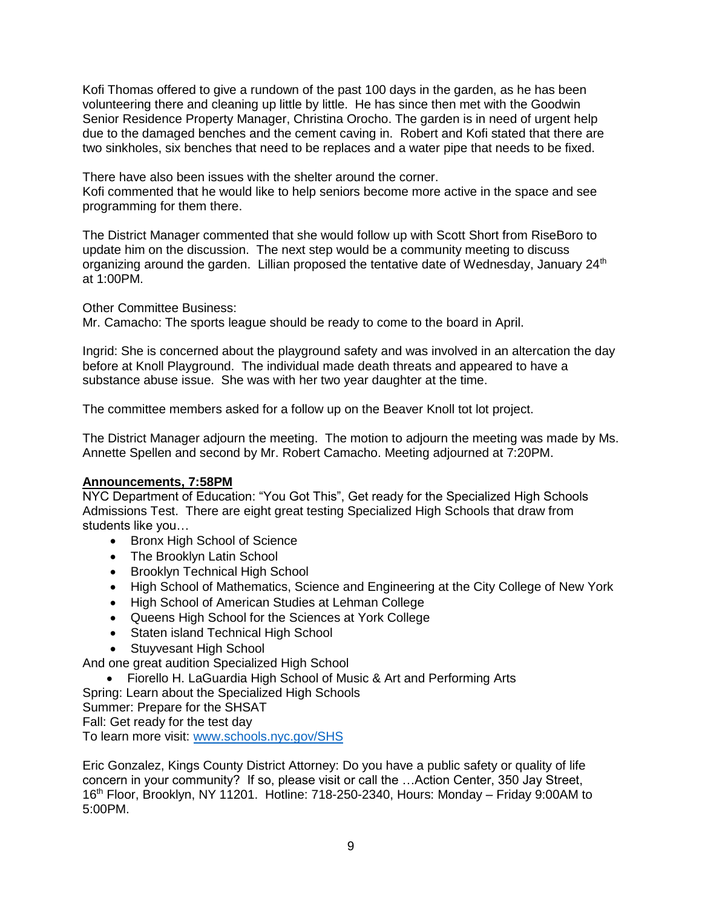Kofi Thomas offered to give a rundown of the past 100 days in the garden, as he has been volunteering there and cleaning up little by little. He has since then met with the Goodwin Senior Residence Property Manager, Christina Orocho. The garden is in need of urgent help due to the damaged benches and the cement caving in. Robert and Kofi stated that there are two sinkholes, six benches that need to be replaces and a water pipe that needs to be fixed.

There have also been issues with the shelter around the corner.
Kofi commented that he would like to help seniors become more active in the space and see programming for them there.

The District Manager commented that she would follow up with Scott Short from RiseBoro to update him on the discussion. The next step would be a community meeting to discuss organizing around the garden. Lillian proposed the tentative date of Wednesday, January 24th at 1:00PM.

Other Committee Business:
Mr. Camacho: The sports league should be ready to come to the board in April.

Ingrid: She is concerned about the playground safety and was involved in an altercation the day before at Knoll Playground. The individual made death threats and appeared to have a substance abuse issue. She was with her two year daughter at the time.

The committee members asked for a follow up on the Beaver Knoll tot lot project.

The District Manager adjourn the meeting. The motion to adjourn the meeting was made by Ms. Annette Spellen and second by Mr. Robert Camacho. Meeting adjourned at 7:20PM.

**Announcements, 7:58PM**

NYC Department of Education: "You Got This", Get ready for the Specialized High Schools Admissions Test. There are eight great testing Specialized High Schools that draw from students like you…

- Bronx High School of Science
- The Brooklyn Latin School
- Brooklyn Technical High School
- High School of Mathematics, Science and Engineering at the City College of New York
- High School of American Studies at Lehman College
- Queens High School for the Sciences at York College
- Staten island Technical High School
- Stuyvesant High School

And one great audition Specialized High School

- Fiorello H. LaGuardia High School of Music & Art and Performing Arts

Spring: Learn about the Specialized High Schools
Summer: Prepare for the SHSAT
Fall: Get ready for the test day
To learn more visit: www.schools.nyc.gov/SHS

Eric Gonzalez, Kings County District Attorney: Do you have a public safety or quality of life concern in your community? If so, please visit or call the …Action Center, 350 Jay Street, 16th Floor, Brooklyn, NY 11201. Hotline: 718-250-2340, Hours: Monday – Friday 9:00AM to 5:00PM.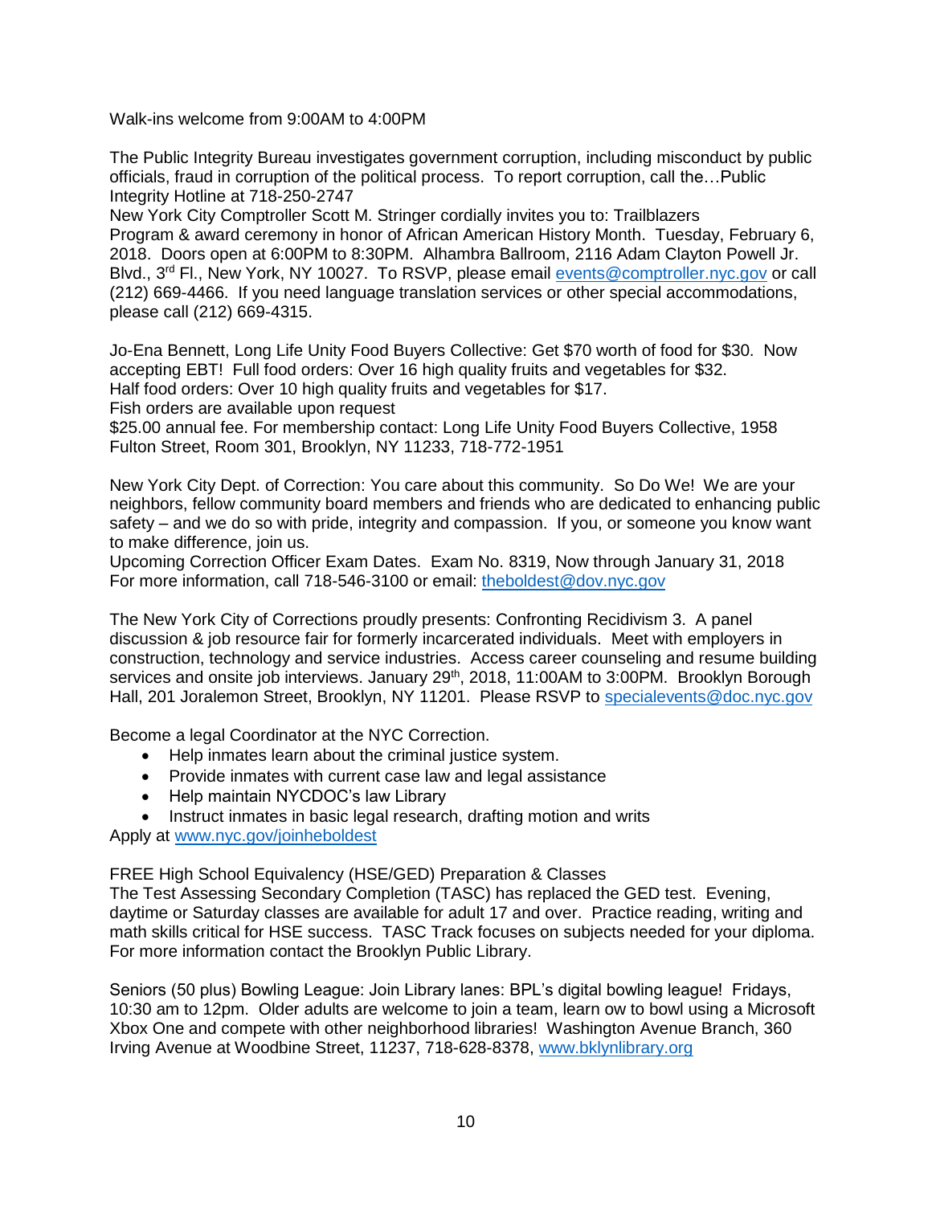Walk-ins welcome from 9:00AM to 4:00PM

The Public Integrity Bureau investigates government corruption, including misconduct by public officials, fraud in corruption of the political process. To report corruption, call the…Public Integrity Hotline at 718-250-2747
New York City Comptroller Scott M. Stringer cordially invites you to: Trailblazers Program & award ceremony in honor of African American History Month. Tuesday, February 6, 2018. Doors open at 6:00PM to 8:30PM. Alhambra Ballroom, 2116 Adam Clayton Powell Jr. Blvd., 3rd Fl., New York, NY 10027. To RSVP, please email events@comptroller.nyc.gov or call (212) 669-4466. If you need language translation services or other special accommodations, please call (212) 669-4315.

Jo-Ena Bennett, Long Life Unity Food Buyers Collective: Get $70 worth of food for $30. Now accepting EBT! Full food orders: Over 16 high quality fruits and vegetables for $32.
Half food orders: Over 10 high quality fruits and vegetables for $17.
Fish orders are available upon request
$25.00 annual fee. For membership contact: Long Life Unity Food Buyers Collective, 1958 Fulton Street, Room 301, Brooklyn, NY 11233, 718-772-1951

New York City Dept. of Correction: You care about this community. So Do We! We are your neighbors, fellow community board members and friends who are dedicated to enhancing public safety – and we do so with pride, integrity and compassion. If you, or someone you know want to make difference, join us.
Upcoming Correction Officer Exam Dates. Exam No. 8319, Now through January 31, 2018
For more information, call 718-546-3100 or email: theboldest@dov.nyc.gov

The New York City of Corrections proudly presents: Confronting Recidivism 3. A panel discussion & job resource fair for formerly incarcerated individuals. Meet with employers in construction, technology and service industries. Access career counseling and resume building services and onsite job interviews. January 29th, 2018, 11:00AM to 3:00PM. Brooklyn Borough Hall, 201 Joralemon Street, Brooklyn, NY 11201. Please RSVP to specialevents@doc.nyc.gov

Become a legal Coordinator at the NYC Correction.

- Help inmates learn about the criminal justice system.
- Provide inmates with current case law and legal assistance
- Help maintain NYCDOC's law Library
- Instruct inmates in basic legal research, drafting motion and writs

Apply at www.nyc.gov/joinheboldest

FREE High School Equivalency (HSE/GED) Preparation & Classes
The Test Assessing Secondary Completion (TASC) has replaced the GED test. Evening, daytime or Saturday classes are available for adult 17 and over. Practice reading, writing and math skills critical for HSE success. TASC Track focuses on subjects needed for your diploma. For more information contact the Brooklyn Public Library.

Seniors (50 plus) Bowling League: Join Library lanes: BPL's digital bowling league! Fridays, 10:30 am to 12pm. Older adults are welcome to join a team, learn ow to bowl using a Microsoft Xbox One and compete with other neighborhood libraries! Washington Avenue Branch, 360 Irving Avenue at Woodbine Street, 11237, 718-628-8378, www.bklynlibrary.org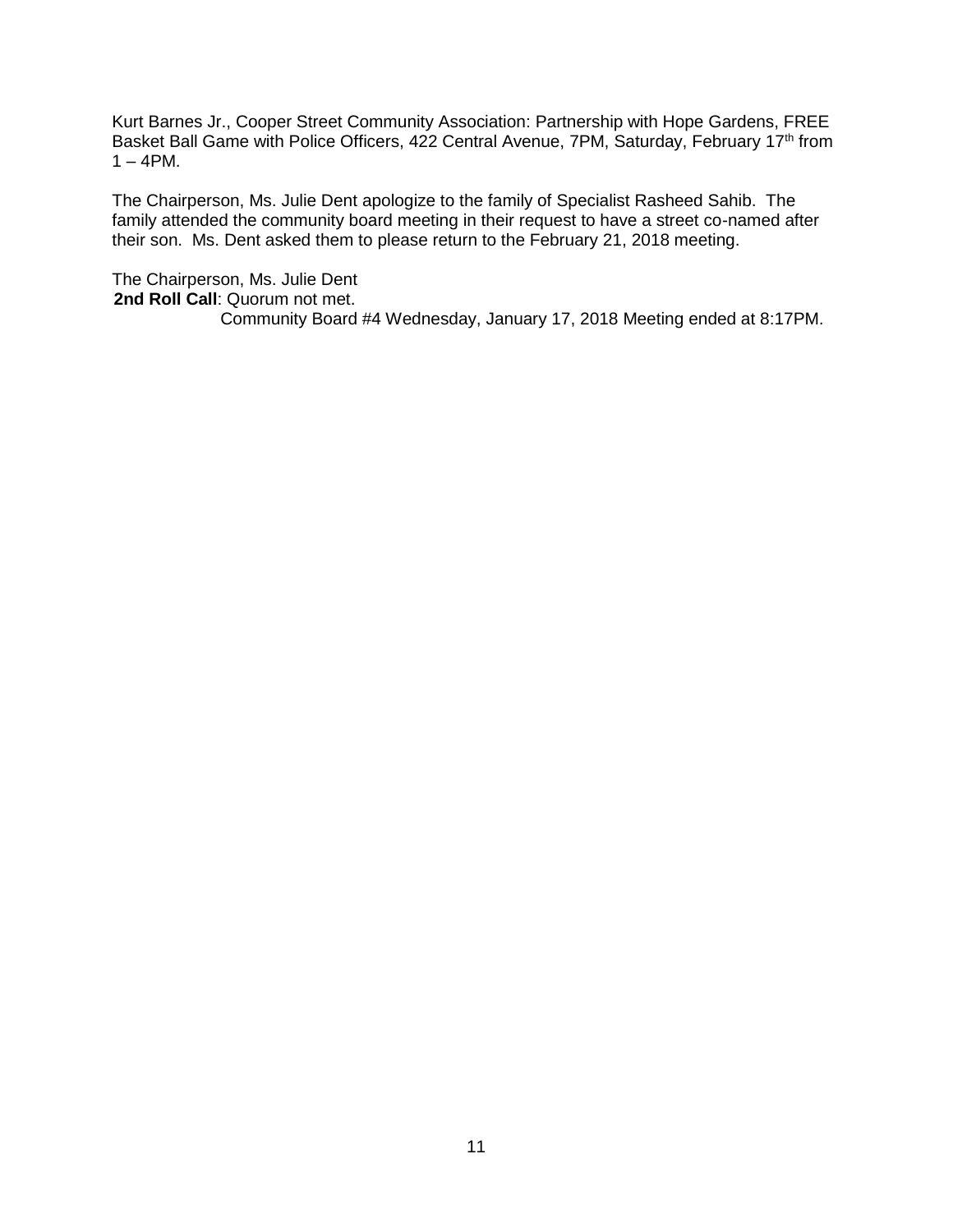Kurt Barnes Jr., Cooper Street Community Association: Partnership with Hope Gardens, FREE Basket Ball Game with Police Officers, 422 Central Avenue, 7PM, Saturday, February 17th from 1 – 4PM.

The Chairperson, Ms. Julie Dent apologize to the family of Specialist Rasheed Sahib. The family attended the community board meeting in their request to have a street co-named after their son. Ms. Dent asked them to please return to the February 21, 2018 meeting.

The Chairperson, Ms. Julie Dent
**2nd Roll Call**: Quorum not met.
Community Board #4 Wednesday, January 17, 2018 Meeting ended at 8:17PM.